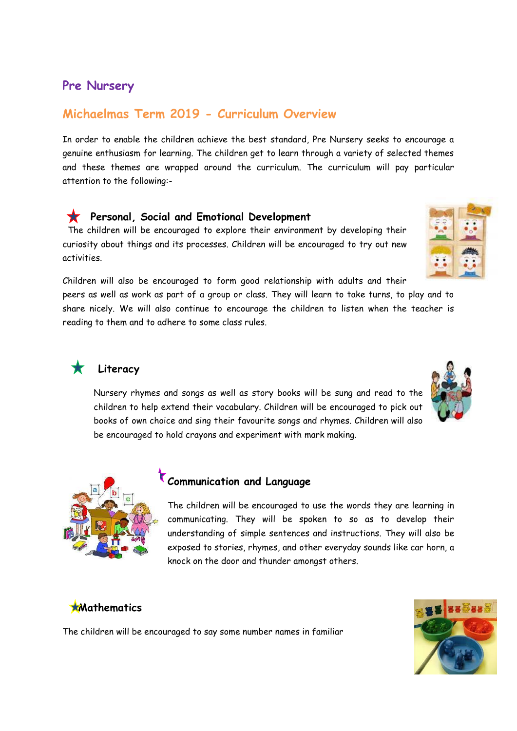## Pre Nursery

## Michaelmas Term 2019 - Curriculum Overview

In order to enable the children achieve the best standard, Pre Nursery seeks to encourage a genuine enthusiasm for learning. The children get to learn through a variety of selected themes and these themes are wrapped around the curriculum. The curriculum will pay particular attention to the following:-

### Personal, Social and Emotional Development

The children will be encouraged to explore their environment by developing their curiosity about things and its processes. Children will be encouraged to try out new activities.

Children will also be encouraged to form good relationship with adults and their peers as well as work as part of a group or class. They will learn to take turns, to play and to share nicely. We will also continue to encourage the children to listen when the teacher is reading to them and to adhere to some class rules.

### Literacy

Nursery rhymes and songs as well as story books will be sung and read to the children to help extend their vocabulary. Children will be encouraged to pick out books of own choice and sing their favourite songs and rhymes. Children will also be encouraged to hold crayons and experiment with mark making.

### Communication and Language

The children will be encouraged to use the words they are learning in communicating. They will be spoken to so as to develop their understanding of simple sentences and instructions. They will also be exposed to stories, rhymes, and other everyday sounds like car horn, a knock on the door and thunder amongst others.

### Mathematics

The children will be encouraged to say some number names in familiar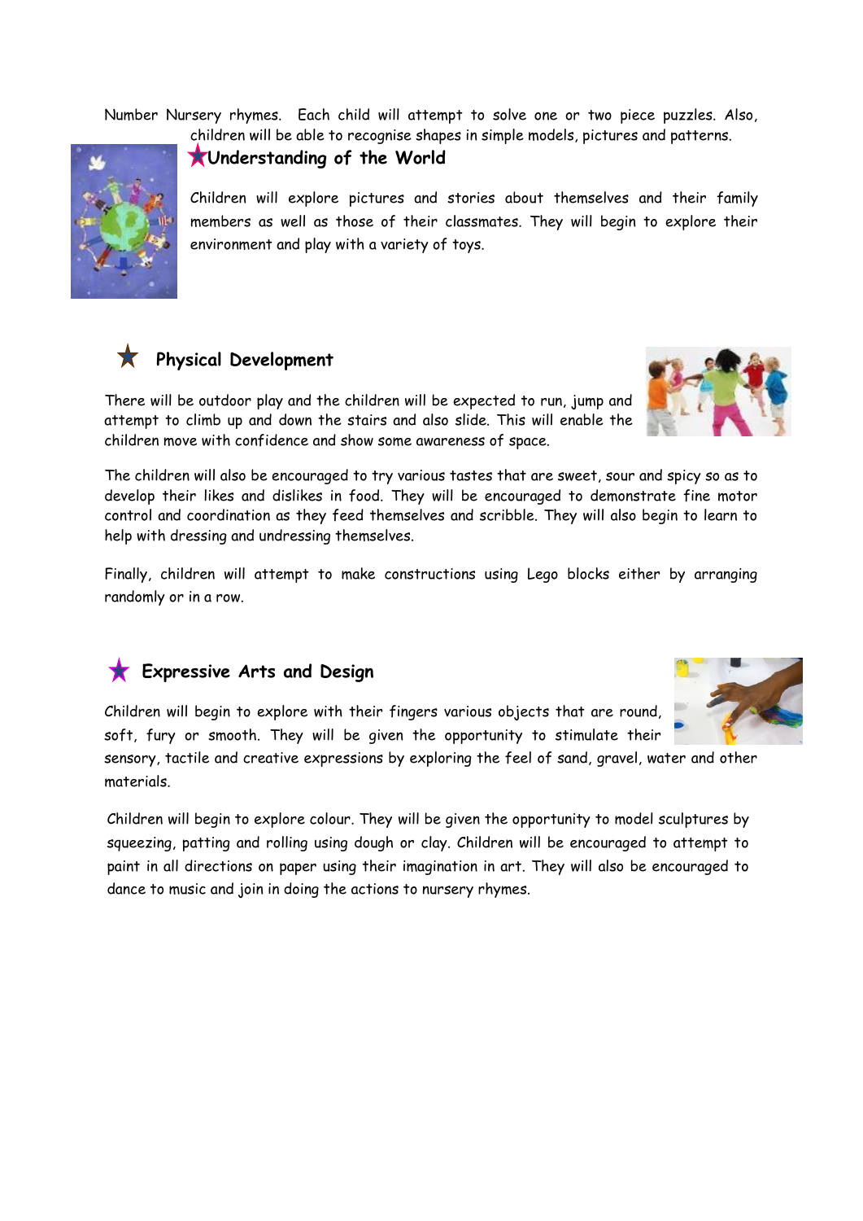Number Nursery rhymes. Each child will attempt to solve one or two piece puzzles. Also, children will be able to recognise shapes in simple models, pictures and patterns.

## Understanding of the World

Children will explore pictures and stories about themselves and their family members as well as those of their classmates. They will begin to explore their environment and play with a variety of toys.

## Physical Development

There will be outdoor play and the children will be expected to run, jump and attempt to climb up and down the stairs and also slide. This will enable the children move with confidence and show some awareness of space.

The children will also be encouraged to try various tastes that are sweet, sour and spicy so as to develop their likes and dislikes in food. They will be encouraged to demonstrate fine motor control and coordination as they feed themselves and scribble. They will also begin to learn to help with dressing and undressing themselves.

Finally, children will attempt to make constructions using Lego blocks either by arranging randomly or in a row.

## Expressive Arts and Design

Children will begin to explore with their fingers various objects that are round, soft, fury or smooth. They will be given the opportunity to stimulate their sensory, tactile and creative expressions by exploring the feel of sand, gravel, water and other materials.

Children will begin to explore colour. They will be given the opportunity to model sculptures by squeezing, patting and rolling using dough or clay. Children will be encouraged to attempt to paint in all directions on paper using their imagination in art. They will also be encouraged to dance to music and join in doing the actions to nursery rhymes.